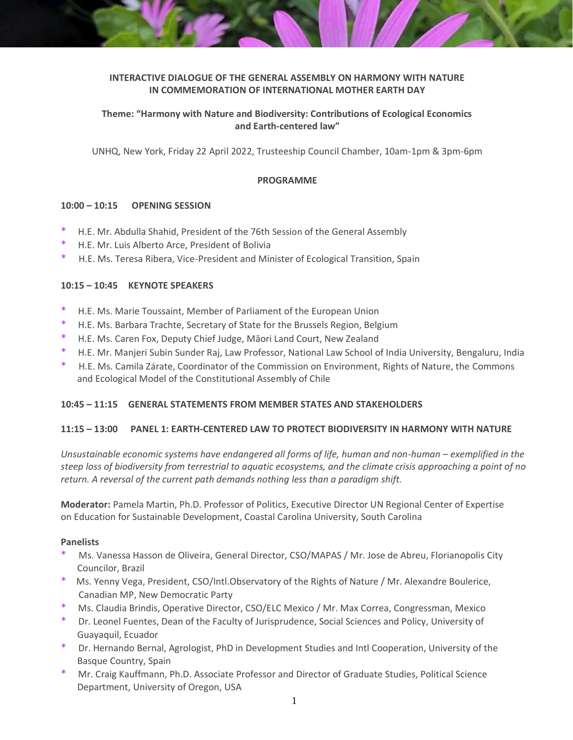**INTERACTIVE DIALOGUE OF THE GENERAL ASSEMBLY ON HARMONY WITH NATURE IN COMMEMORATION OF INTERNATIONAL MOTHER EARTH DAY**

**Theme: "Harmony with Nature and Biodiversity: Contributions of Ecological Economics and Earth-centered law"**

UNHQ, New York, Friday 22 April 2022, Trusteeship Council Chamber, 10am-1pm & 3pm-6pm

**PROGRAMME**

**10:00 – 10:15 OPENING SESSION**

* H.E. Mr. Abdulla Shahid, President of the 76th Session of the General Assembly
* H.E. Mr. Luis Alberto Arce, President of Bolivia
* H.E. Ms. Teresa Ribera, Vice-President and Minister of Ecological Transition, Spain

**10:15 – 10:45 KEYNOTE SPEAKERS**

* H.E. Ms. Marie Toussaint, Member of Parliament of the European Union
* H.E. Ms. Barbara Trachte, Secretary of State for the Brussels Region, Belgium
* H.E. Ms. Caren Fox, Deputy Chief Judge, Māori Land Court, New Zealand
* H.E. Mr. Manjeri Subin Sunder Raj, Law Professor, National Law School of India University, Bengaluru, India
* H.E. Ms. Camila Zárate, Coordinator of the Commission on Environment, Rights of Nature, the Commons and Ecological Model of the Constitutional Assembly of Chile

**10:45 – 11:15 GENERAL STATEMENTS FROM MEMBER STATES AND STAKEHOLDERS**

**11:15 – 13:00 PANEL 1: EARTH-CENTERED LAW TO PROTECT BIODIVERSITY IN HARMONY WITH NATURE**

*Unsustainable economic systems have endangered all forms of life, human and non-human – exemplified in the steep loss of biodiversity from terrestrial to aquatic ecosystems, and the climate crisis approaching a point of no return. A reversal of the current path demands nothing less than a paradigm shift.*

**Moderator:** Pamela Martin, Ph.D. Professor of Politics, Executive Director UN Regional Center of Expertise on Education for Sustainable Development, Coastal Carolina University, South Carolina

**Panelists**

* Ms. Vanessa Hasson de Oliveira, General Director, CSO/MAPAS / Mr. Jose de Abreu, Florianopolis City Councilor, Brazil
* Ms. Yenny Vega, President, CSO/Intl.Observatory of the Rights of Nature / Mr. Alexandre Boulerice, Canadian MP, New Democratic Party
* Ms. Claudia Brindis, Operative Director, CSO/ELC Mexico / Mr. Max Correa, Congressman, Mexico
* Dr. Leonel Fuentes, Dean of the Faculty of Jurisprudence, Social Sciences and Policy, University of Guayaquil, Ecuador
* Dr. Hernando Bernal, Agrologist, PhD in Development Studies and Intl Cooperation, University of the Basque Country, Spain
* Mr. Craig Kauffmann, Ph.D. Associate Professor and Director of Graduate Studies, Political Science Department, University of Oregon, USA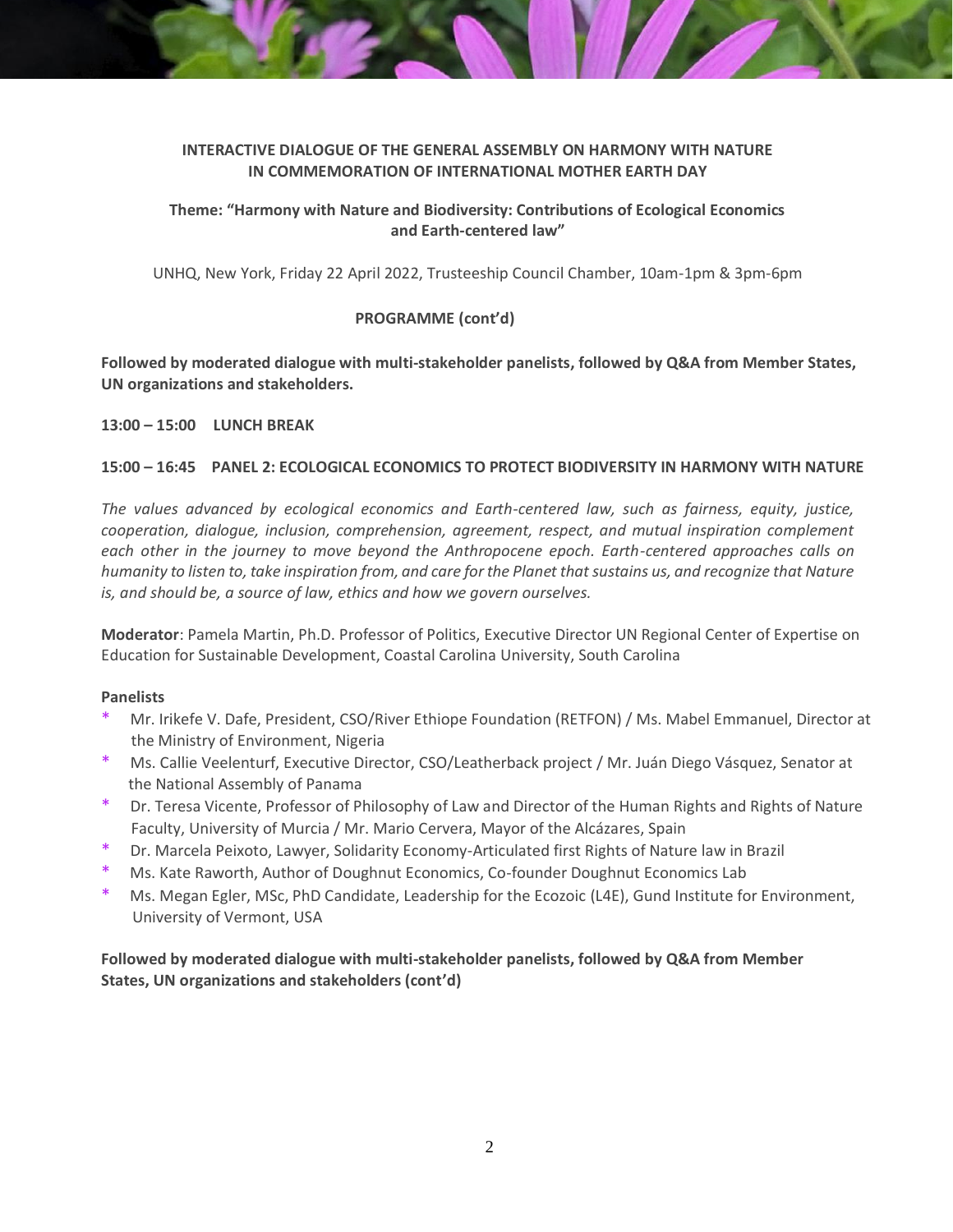**INTERACTIVE DIALOGUE OF THE GENERAL ASSEMBLY ON HARMONY WITH NATURE IN COMMEMORATION OF INTERNATIONAL MOTHER EARTH DAY**

**Theme: "Harmony with Nature and Biodiversity: Contributions of Ecological Economics and Earth-centered law"**

UNHQ, New York, Friday 22 April 2022, Trusteeship Council Chamber, 10am-1pm & 3pm-6pm

**PROGRAMME (cont'd)**

**Followed by moderated dialogue with multi-stakeholder panelists, followed by Q&A from Member States, UN organizations and stakeholders.**

**13:00 – 15:00 LUNCH BREAK**

**15:00 – 16:45 PANEL 2: ECOLOGICAL ECONOMICS TO PROTECT BIODIVERSITY IN HARMONY WITH NATURE**

*The values advanced by ecological economics and Earth-centered law, such as fairness, equity, justice, cooperation, dialogue, inclusion, comprehension, agreement, respect, and mutual inspiration complement each other in the journey to move beyond the Anthropocene epoch. Earth-centered approaches calls on humanity to listen to, take inspiration from, and care for the Planet that sustains us, and recognize that Nature is, and should be, a source of law, ethics and how we govern ourselves.*

**Moderator**: Pamela Martin, Ph.D. Professor of Politics, Executive Director UN Regional Center of Expertise on Education for Sustainable Development, Coastal Carolina University, South Carolina

**Panelists**

- Mr. Irikefe V. Dafe, President, CSO/River Ethiope Foundation (RETFON) / Ms. Mabel Emmanuel, Director at the Ministry of Environment, Nigeria
- Ms. Callie Veelenturf, Executive Director, CSO/Leatherback project / Mr. Juán Diego Vásquez, Senator at the National Assembly of Panama
- Dr. Teresa Vicente, Professor of Philosophy of Law and Director of the Human Rights and Rights of Nature Faculty, University of Murcia / Mr. Mario Cervera, Mayor of the Alcázares, Spain
- Dr. Marcela Peixoto, Lawyer, Solidarity Economy-Articulated first Rights of Nature law in Brazil
- Ms. Kate Raworth, Author of Doughnut Economics, Co-founder Doughnut Economics Lab
- Ms. Megan Egler, MSc, PhD Candidate, Leadership for the Ecozoic (L4E), Gund Institute for Environment, University of Vermont, USA

**Followed by moderated dialogue with multi-stakeholder panelists, followed by Q&A from Member States, UN organizations and stakeholders (cont'd)**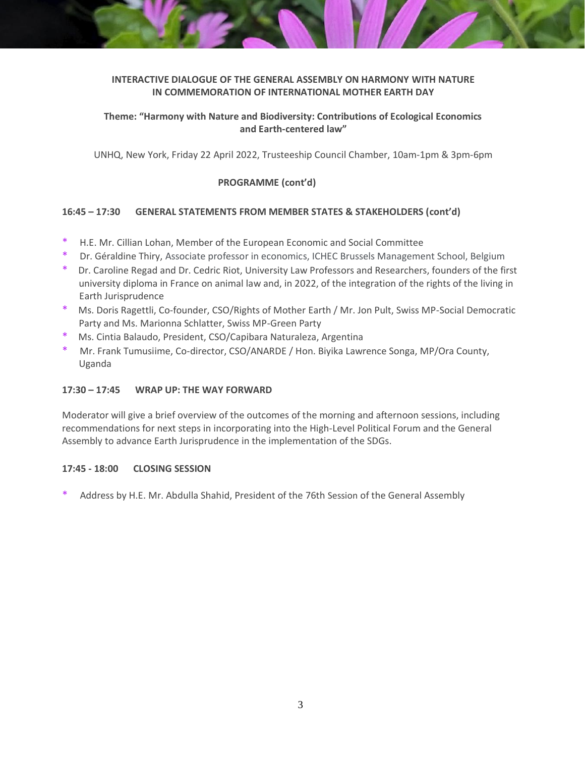**INTERACTIVE DIALOGUE OF THE GENERAL ASSEMBLY ON HARMONY WITH NATURE IN COMMEMORATION OF INTERNATIONAL MOTHER EARTH DAY**

**Theme: "Harmony with Nature and Biodiversity: Contributions of Ecological Economics and Earth-centered law"**

UNHQ, New York, Friday 22 April 2022, Trusteeship Council Chamber, 10am-1pm & 3pm-6pm

**PROGRAMME (cont'd)**

**16:45 – 17:30 GENERAL STATEMENTS FROM MEMBER STATES & STAKEHOLDERS (cont'd)**

* H.E. Mr. Cillian Lohan, Member of the European Economic and Social Committee
* Dr. Géraldine Thiry, Associate professor in economics, ICHEC Brussels Management School, Belgium
* Dr. Caroline Regad and Dr. Cedric Riot, University Law Professors and Researchers, founders of the first university diploma in France on animal law and, in 2022, of the integration of the rights of the living in Earth Jurisprudence
* Ms. Doris Ragettli, Co-founder, CSO/Rights of Mother Earth / Mr. Jon Pult, Swiss MP-Social Democratic Party and Ms. Marionna Schlatter, Swiss MP-Green Party
* Ms. Cintia Balaudo, President, CSO/Capibara Naturaleza, Argentina
* Mr. Frank Tumusiime, Co-director, CSO/ANARDE / Hon. Biyika Lawrence Songa, MP/Ora County, Uganda

**17:30 – 17:45 WRAP UP: THE WAY FORWARD**

Moderator will give a brief overview of the outcomes of the morning and afternoon sessions, including recommendations for next steps in incorporating into the High-Level Political Forum and the General Assembly to advance Earth Jurisprudence in the implementation of the SDGs.

**17:45 - 18:00 CLOSING SESSION**

* Address by H.E. Mr. Abdulla Shahid, President of the 76th Session of the General Assembly